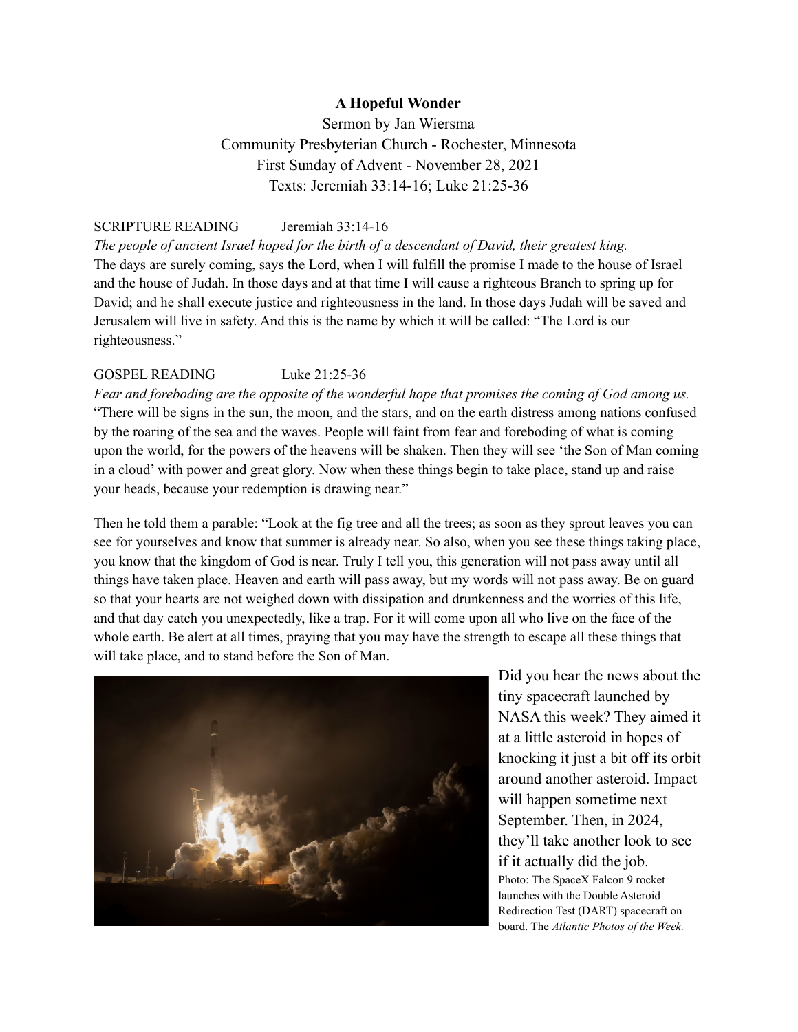**A Hopeful Wonder**

Sermon by Jan Wiersma

Community Presbyterian Church - Rochester, Minnesota

First Sunday of Advent - November 28, 2021

Texts: Jeremiah 33:14-16; Luke 21:25-36

SCRIPTURE READING Jeremiah 33:14-16

*The people of ancient Israel hoped for the birth of a descendant of David, their greatest king.*

The days are surely coming, says the Lord, when I will fulfill the promise I made to the house of Israel and the house of Judah. In those days and at that time I will cause a righteous Branch to spring up for David; and he shall execute justice and righteousness in the land. In those days Judah will be saved and Jerusalem will live in safety. And this is the name by which it will be called: "The Lord is our righteousness."

GOSPEL READING Luke 21:25-36

*Fear and foreboding are the opposite of the wonderful hope that promises the coming of God among us.*

"There will be signs in the sun, the moon, and the stars, and on the earth distress among nations confused by the roaring of the sea and the waves. People will faint from fear and foreboding of what is coming upon the world, for the powers of the heavens will be shaken. Then they will see 'the Son of Man coming in a cloud' with power and great glory. Now when these things begin to take place, stand up and raise your heads, because your redemption is drawing near."

Then he told them a parable: "Look at the fig tree and all the trees; as soon as they sprout leaves you can see for yourselves and know that summer is already near. So also, when you see these things taking place, you know that the kingdom of God is near. Truly I tell you, this generation will not pass away until all things have taken place. Heaven and earth will pass away, but my words will not pass away. Be on guard so that your hearts are not weighed down with dissipation and drunkenness and the worries of this life, and that day catch you unexpectedly, like a trap. For it will come upon all who live on the face of the whole earth. Be alert at all times, praying that you may have the strength to escape all these things that will take place, and to stand before the Son of Man.

Did you hear the news about the tiny spacecraft launched by NASA this week? They aimed it at a little asteroid in hopes of knocking it just a bit off its orbit around another asteroid. Impact will happen sometime next September. Then, in 2024, they'll take another look to see if it actually did the job.

Photo: The SpaceX Falcon 9 rocket launches with the Double Asteroid Redirection Test (DART) spacecraft on board. The *Atlantic Photos of the Week.*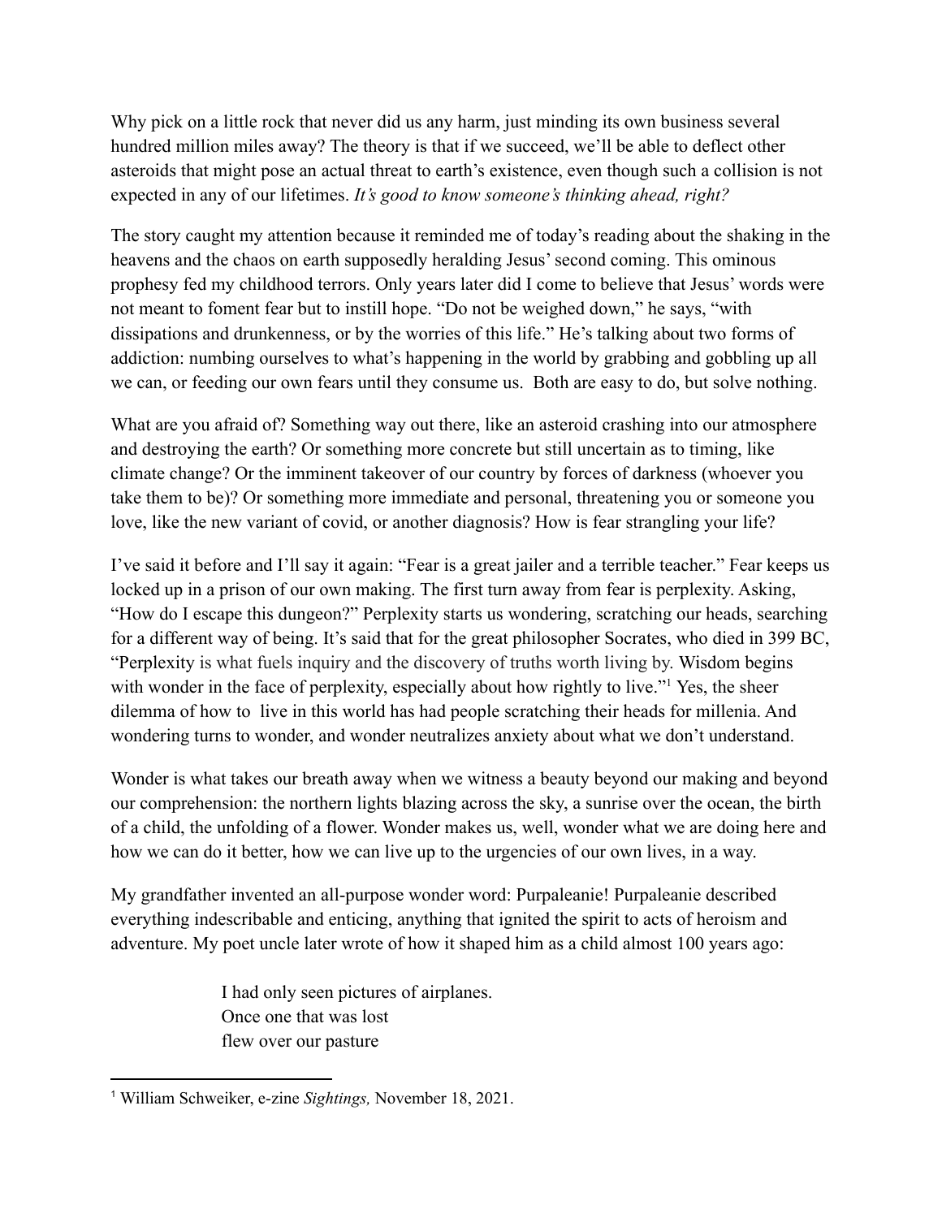Why pick on a little rock that never did us any harm, just minding its own business several hundred million miles away? The theory is that if we succeed, we'll be able to deflect other asteroids that might pose an actual threat to earth's existence, even though such a collision is not expected in any of our lifetimes. *It's good to know someone's thinking ahead, right?*

The story caught my attention because it reminded me of today's reading about the shaking in the heavens and the chaos on earth supposedly heralding Jesus' second coming. This ominous prophesy fed my childhood terrors. Only years later did I come to believe that Jesus' words were not meant to foment fear but to instill hope. "Do not be weighed down," he says, "with dissipations and drunkenness, or by the worries of this life." He's talking about two forms of addiction: numbing ourselves to what's happening in the world by grabbing and gobbling up all we can, or feeding our own fears until they consume us. Both are easy to do, but solve nothing.

What are you afraid of? Something way out there, like an asteroid crashing into our atmosphere and destroying the earth? Or something more concrete but still uncertain as to timing, like climate change? Or the imminent takeover of our country by forces of darkness (whoever you take them to be)? Or something more immediate and personal, threatening you or someone you love, like the new variant of covid, or another diagnosis? How is fear strangling your life?

I've said it before and I'll say it again: "Fear is a great jailer and a terrible teacher." Fear keeps us locked up in a prison of our own making. The first turn away from fear is perplexity. Asking, "How do I escape this dungeon?" Perplexity starts us wondering, scratching our heads, searching for a different way of being. It's said that for the great philosopher Socrates, who died in 399 BC, "Perplexity is what fuels inquiry and the discovery of truths worth living by. Wisdom begins with wonder in the face of perplexity, especially about how rightly to live."[1] Yes, the sheer dilemma of how to live in this world has had people scratching their heads for millenia. And wondering turns to wonder, and wonder neutralizes anxiety about what we don't understand.

Wonder is what takes our breath away when we witness a beauty beyond our making and beyond our comprehension: the northern lights blazing across the sky, a sunrise over the ocean, the birth of a child, the unfolding of a flower. Wonder makes us, well, wonder what we are doing here and how we can do it better, how we can live up to the urgencies of our own lives, in a way.

My grandfather invented an all-purpose wonder word: Purpaleanie! Purpaleanie described everything indescribable and enticing, anything that ignited the spirit to acts of heroism and adventure. My poet uncle later wrote of how it shaped him as a child almost 100 years ago:

> I had only seen pictures of airplanes.
> Once one that was lost
> flew over our pasture

[1] William Schweiker, e-zine *Sightings,* November 18, 2021.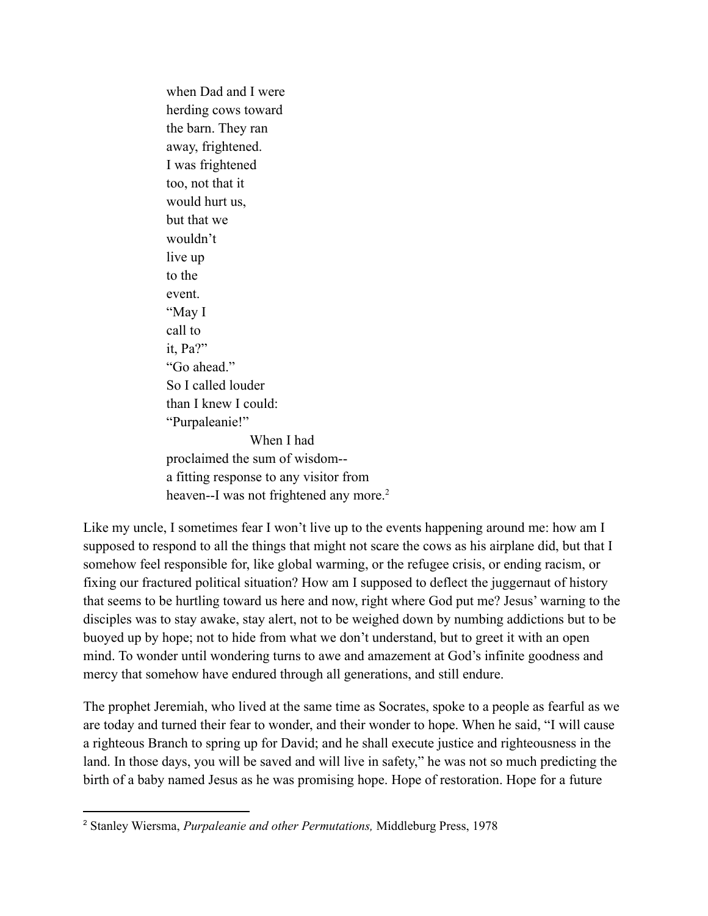when Dad and I were  
herding cows toward  
the barn. They ran  
away, frightened.  
I was frightened  
too, not that it  
would hurt us,  
but that we  
wouldn't  
live up  
to the  
event.  
"May I  
call to  
it, Pa?"  
"Go ahead."  
So I called louder  
than I knew I could:  
"Purpaleanie!"  
When I had  
proclaimed the sum of wisdom--  
a fitting response to any visitor from  
heaven--I was not frightened any more.[2]

Like my uncle, I sometimes fear I won't live up to the events happening around me: how am I supposed to respond to all the things that might not scare the cows as his airplane did, but that I somehow feel responsible for, like global warming, or the refugee crisis, or ending racism, or fixing our fractured political situation? How am I supposed to deflect the juggernaut of history that seems to be hurtling toward us here and now, right where God put me? Jesus' warning to the disciples was to stay awake, stay alert, not to be weighed down by numbing addictions but to be buoyed up by hope; not to hide from what we don't understand, but to greet it with an open mind. To wonder until wondering turns to awe and amazement at God's infinite goodness and mercy that somehow have endured through all generations, and still endure.

The prophet Jeremiah, who lived at the same time as Socrates, spoke to a people as fearful as we are today and turned their fear to wonder, and their wonder to hope. When he said, "I will cause a righteous Branch to spring up for David; and he shall execute justice and righteousness in the land. In those days, you will be saved and will live in safety," he was not so much predicting the birth of a baby named Jesus as he was promising hope. Hope of restoration. Hope for a future

---

[2] Stanley Wiersma, *Purpaleanie and other Permutations,* Middleburg Press, 1978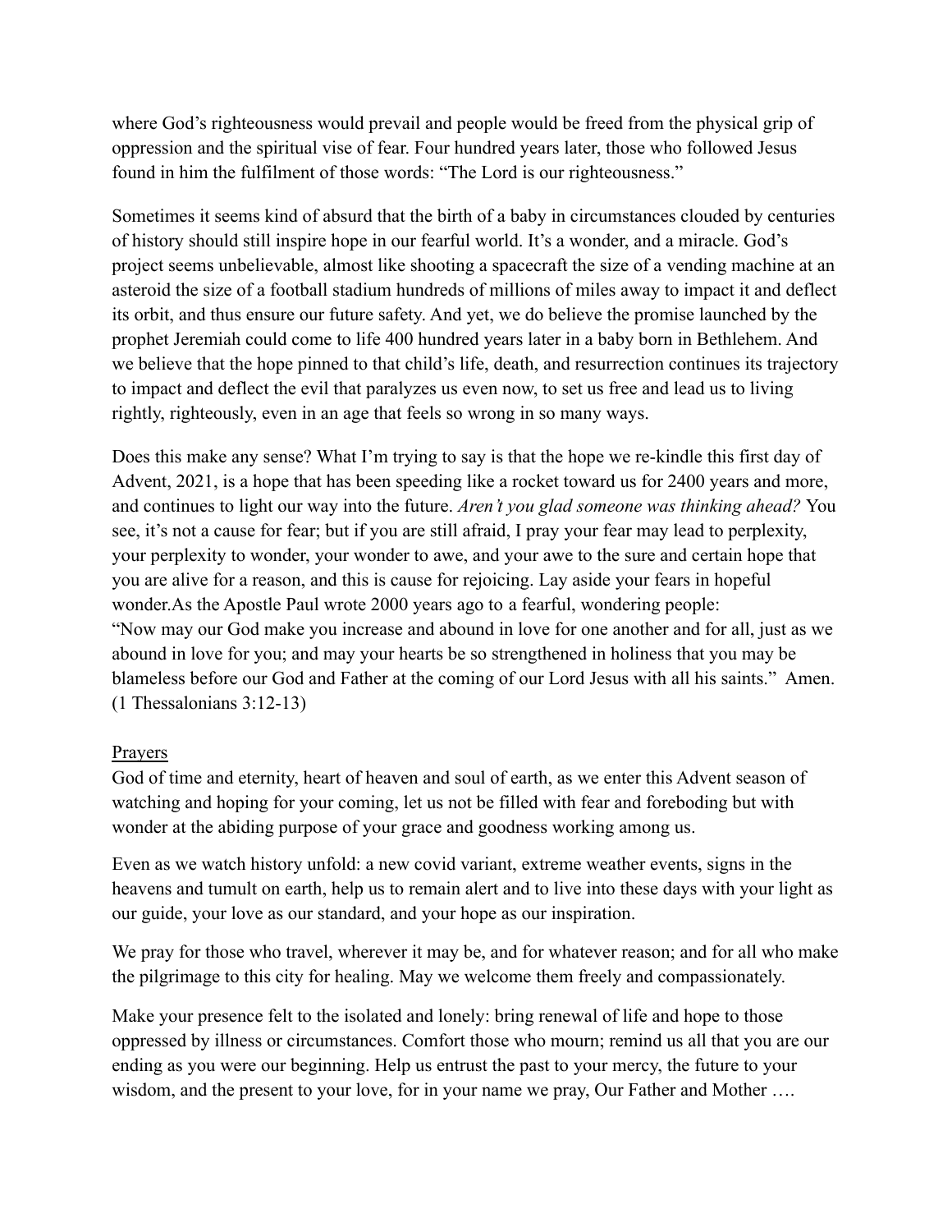where God's righteousness would prevail and people would be freed from the physical grip of oppression and the spiritual vise of fear. Four hundred years later, those who followed Jesus found in him the fulfilment of those words: "The Lord is our righteousness."

Sometimes it seems kind of absurd that the birth of a baby in circumstances clouded by centuries of history should still inspire hope in our fearful world. It's a wonder, and a miracle. God's project seems unbelievable, almost like shooting a spacecraft the size of a vending machine at an asteroid the size of a football stadium hundreds of millions of miles away to impact it and deflect its orbit, and thus ensure our future safety. And yet, we do believe the promise launched by the prophet Jeremiah could come to life 400 hundred years later in a baby born in Bethlehem. And we believe that the hope pinned to that child's life, death, and resurrection continues its trajectory to impact and deflect the evil that paralyzes us even now, to set us free and lead us to living rightly, righteously, even in an age that feels so wrong in so many ways.

Does this make any sense? What I'm trying to say is that the hope we re-kindle this first day of Advent, 2021, is a hope that has been speeding like a rocket toward us for 2400 years and more, and continues to light our way into the future. *Aren't you glad someone was thinking ahead?* You see, it's not a cause for fear; but if you are still afraid, I pray your fear may lead to perplexity, your perplexity to wonder, your wonder to awe, and your awe to the sure and certain hope that you are alive for a reason, and this is cause for rejoicing. Lay aside your fears in hopeful wonder.As the Apostle Paul wrote 2000 years ago to a fearful, wondering people:
"Now may our God make you increase and abound in love for one another and for all, just as we abound in love for you; and may your hearts be so strengthened in holiness that you may be blameless before our God and Father at the coming of our Lord Jesus with all his saints." Amen. (1 Thessalonians 3:12-13)

<u>Prayers</u>

God of time and eternity, heart of heaven and soul of earth, as we enter this Advent season of watching and hoping for your coming, let us not be filled with fear and foreboding but with wonder at the abiding purpose of your grace and goodness working among us.

Even as we watch history unfold: a new covid variant, extreme weather events, signs in the heavens and tumult on earth, help us to remain alert and to live into these days with your light as our guide, your love as our standard, and your hope as our inspiration.

We pray for those who travel, wherever it may be, and for whatever reason; and for all who make the pilgrimage to this city for healing. May we welcome them freely and compassionately.

Make your presence felt to the isolated and lonely: bring renewal of life and hope to those oppressed by illness or circumstances. Comfort those who mourn; remind us all that you are our ending as you were our beginning. Help us entrust the past to your mercy, the future to your wisdom, and the present to your love, for in your name we pray, Our Father and Mother ….